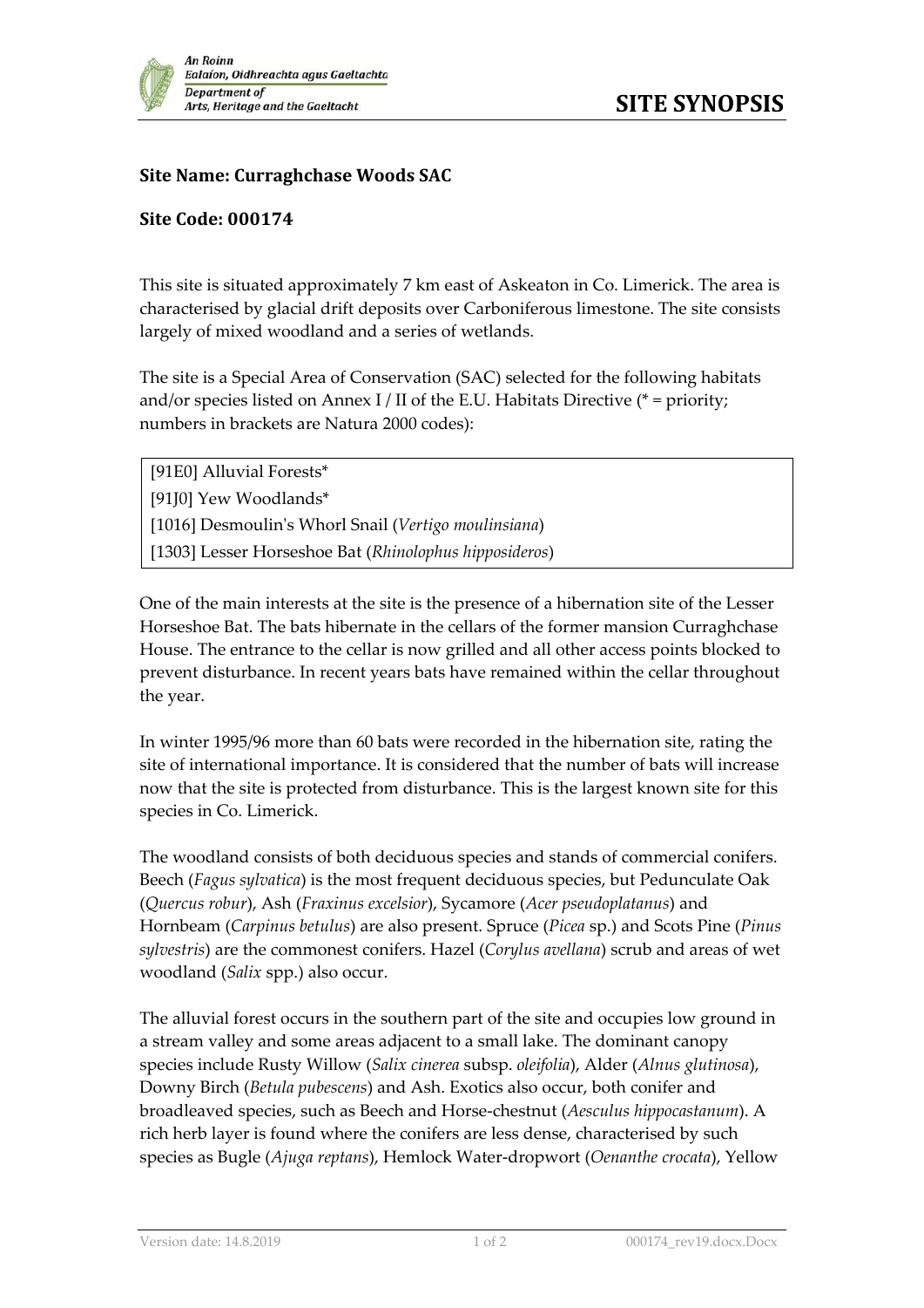# SITE SYNOPSIS

**Site Name: Curraghchase Woods SAC**

**Site Code: 000174**

This site is situated approximately 7 km east of Askeaton in Co. Limerick. The area is characterised by glacial drift deposits over Carboniferous limestone. The site consists largely of mixed woodland and a series of wetlands.

The site is a Special Area of Conservation (SAC) selected for the following habitats and/or species listed on Annex I / II of the E.U. Habitats Directive (* = priority; numbers in brackets are Natura 2000 codes):

| |
|---|
| [91E0] Alluvial Forests* |
| [91J0] Yew Woodlands* |
| [1016] Desmoulin's Whorl Snail (*Vertigo moulinsiana*) |
| [1303] Lesser Horseshoe Bat (*Rhinolophus hipposideros*) |

One of the main interests at the site is the presence of a hibernation site of the Lesser Horseshoe Bat. The bats hibernate in the cellars of the former mansion Curraghchase House. The entrance to the cellar is now grilled and all other access points blocked to prevent disturbance. In recent years bats have remained within the cellar throughout the year.

In winter 1995/96 more than 60 bats were recorded in the hibernation site, rating the site of international importance. It is considered that the number of bats will increase now that the site is protected from disturbance. This is the largest known site for this species in Co. Limerick.

The woodland consists of both deciduous species and stands of commercial conifers. Beech (*Fagus sylvatica*) is the most frequent deciduous species, but Pedunculate Oak (*Quercus robur*), Ash (*Fraxinus excelsior*), Sycamore (*Acer pseudoplatanus*) and Hornbeam (*Carpinus betulus*) are also present. Spruce (*Picea* sp.) and Scots Pine (*Pinus sylvestris*) are the commonest conifers. Hazel (*Corylus avellana*) scrub and areas of wet woodland (*Salix* spp.) also occur.

The alluvial forest occurs in the southern part of the site and occupies low ground in a stream valley and some areas adjacent to a small lake. The dominant canopy species include Rusty Willow (*Salix cinerea* subsp. *oleifolia*), Alder (*Alnus glutinosa*), Downy Birch (*Betula pubescens*) and Ash. Exotics also occur, both conifer and broadleaved species, such as Beech and Horse-chestnut (*Aesculus hippocastanum*). A rich herb layer is found where the conifers are less dense, characterised by such species as Bugle (*Ajuga reptans*), Hemlock Water-dropwort (*Oenanthe crocata*), Yellow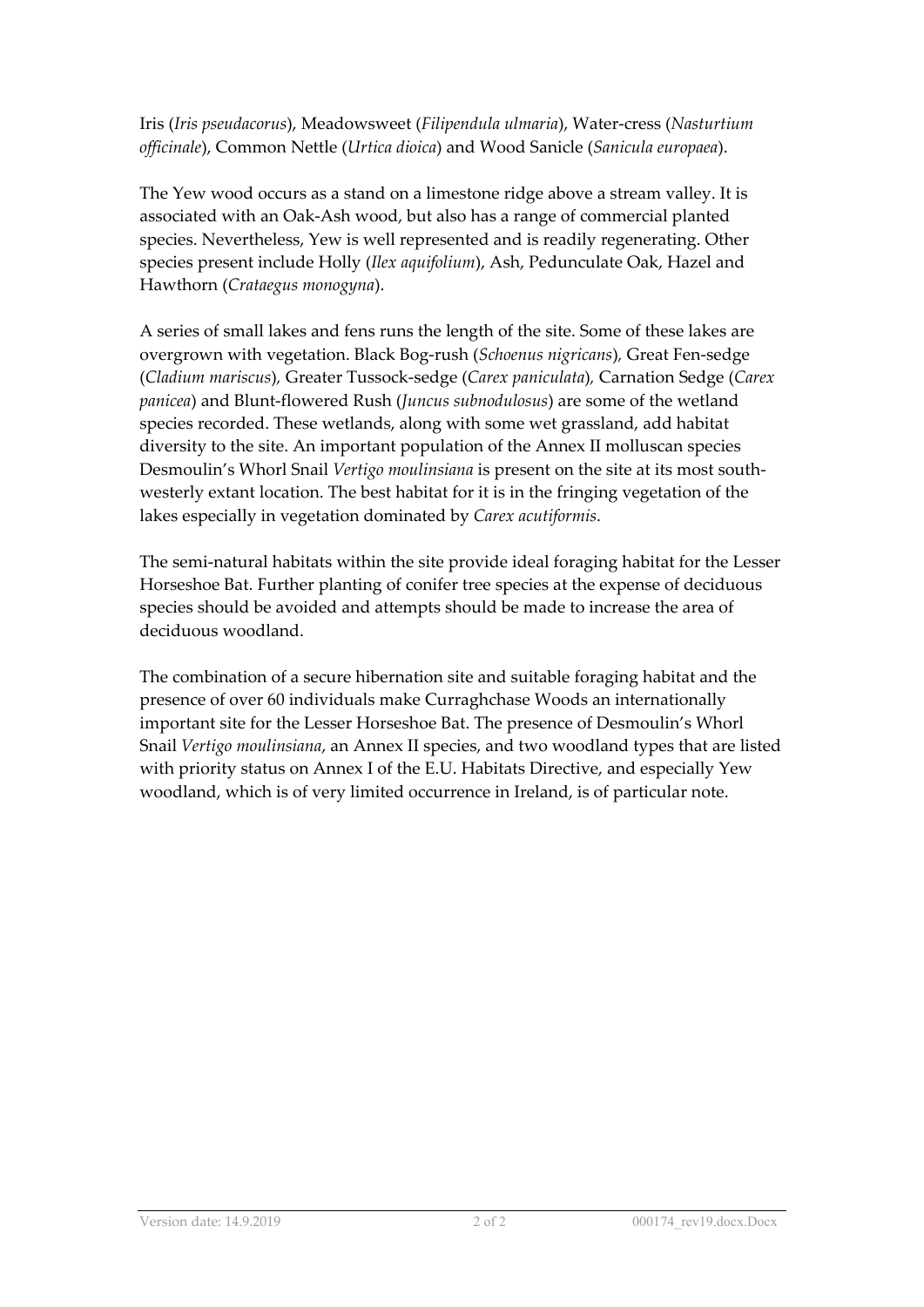Iris (*Iris pseudacorus*), Meadowsweet (*Filipendula ulmaria*), Water-cress (*Nasturtium officinale*), Common Nettle (*Urtica dioica*) and Wood Sanicle (*Sanicula europaea*).

The Yew wood occurs as a stand on a limestone ridge above a stream valley. It is associated with an Oak-Ash wood, but also has a range of commercial planted species. Nevertheless, Yew is well represented and is readily regenerating. Other species present include Holly (*Ilex aquifolium*), Ash, Pedunculate Oak, Hazel and Hawthorn (*Crataegus monogyna*).

A series of small lakes and fens runs the length of the site. Some of these lakes are overgrown with vegetation. Black Bog-rush (*Schoenus nigricans*), Great Fen-sedge (*Cladium mariscus*), Greater Tussock-sedge (*Carex paniculata*), Carnation Sedge (*Carex panicea*) and Blunt-flowered Rush (*Juncus subnodulosus*) are some of the wetland species recorded. These wetlands, along with some wet grassland, add habitat diversity to the site. An important population of the Annex II molluscan species Desmoulin's Whorl Snail *Vertigo moulinsiana* is present on the site at its most south-westerly extant location. The best habitat for it is in the fringing vegetation of the lakes especially in vegetation dominated by *Carex acutiformis*.

The semi-natural habitats within the site provide ideal foraging habitat for the Lesser Horseshoe Bat. Further planting of conifer tree species at the expense of deciduous species should be avoided and attempts should be made to increase the area of deciduous woodland.

The combination of a secure hibernation site and suitable foraging habitat and the presence of over 60 individuals make Curraghchase Woods an internationally important site for the Lesser Horseshoe Bat. The presence of Desmoulin's Whorl Snail *Vertigo moulinsiana*, an Annex II species, and two woodland types that are listed with priority status on Annex I of the E.U. Habitats Directive, and especially Yew woodland, which is of very limited occurrence in Ireland, is of particular note.